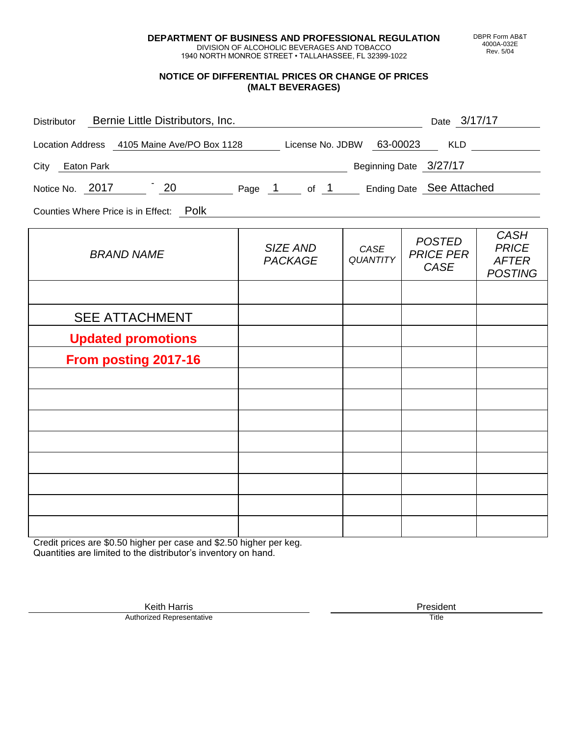**DEPARTMENT OF BUSINESS AND PROFESSIONAL REGULATION**
DIVISION OF ALCOHOLIC BEVERAGES AND TOBACCO
1940 NORTH MONROE STREET • TALLAHASSEE, FL 32399-1022

DBPR Form AB&T
4000A-032E
Rev. 5/04

## NOTICE OF DIFFERENTIAL PRICES OR CHANGE OF PRICES (MALT BEVERAGES)

Distributor: Bernie Little Distributors, Inc. Date: 3/17/17

Location Address: 4105 Maine Ave/PO Box 1128 License No. JDBW: 63-00023 KLD:

City: Eaton Park Beginning Date: 3/27/17

Notice No. 2017 - 20 Page 1 of 1 Ending Date: See Attached

Counties Where Price is in Effect: Polk

| BRAND NAME | SIZE AND PACKAGE | CASE QUANTITY | POSTED PRICE PER CASE | CASH PRICE AFTER POSTING |
|---|---|---|---|---|
| | | | | |
| SEE ATTACHMENT | | | | |
| **Updated promotions** | | | | |
| **From posting 2017-16** | | | | |
| | | | | |
| | | | | |
| | | | | |
| | | | | |
| | | | | |
| | | | | |
| | | | | |
| | | | | |

Credit prices are $0.50 higher per case and $2.50 higher per keg.
Quantities are limited to the distributor's inventory on hand.

Keith Harris
Authorized Representative

President
Title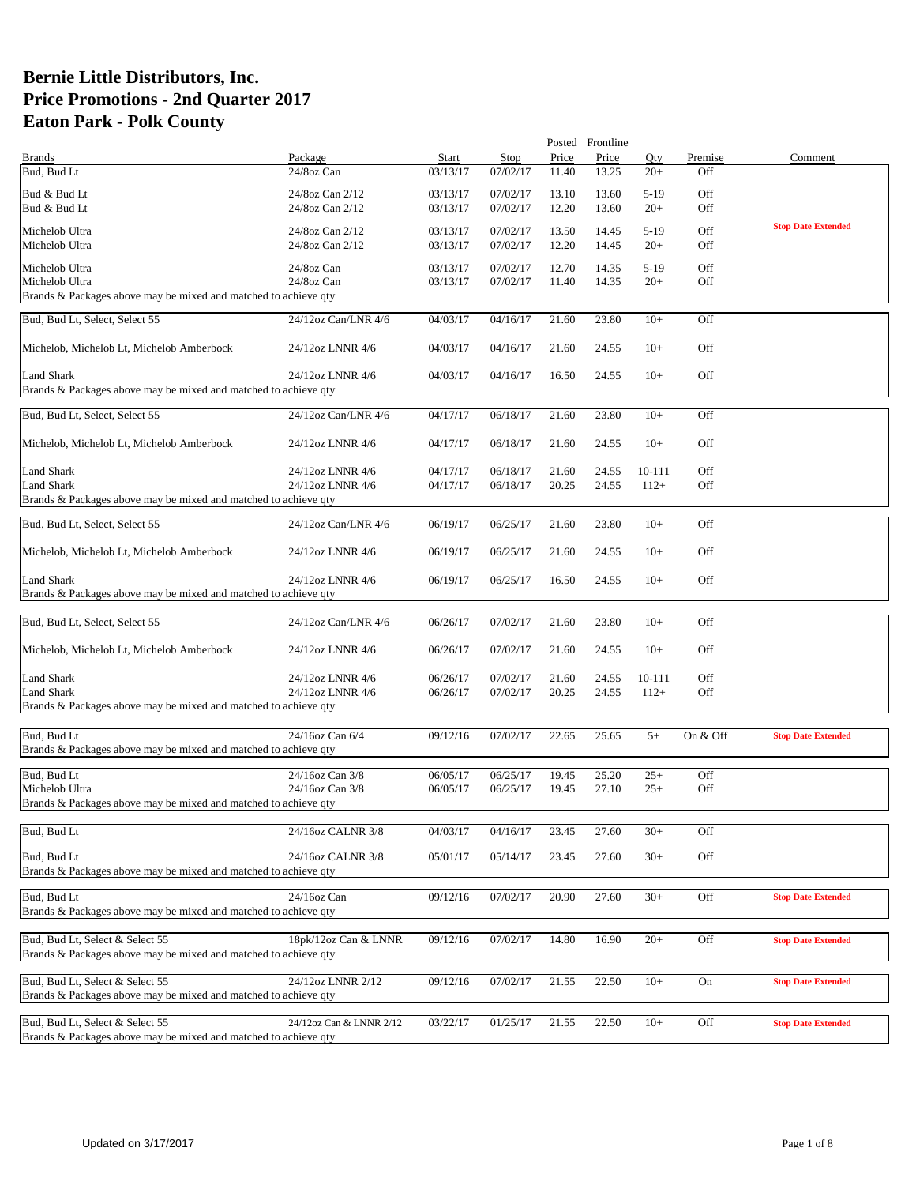# Bernie Little Distributors, Inc.
# Price Promotions - 2nd Quarter 2017
# Eaton Park - Polk County

| Brands | Package | Start | Stop | Posted Price | Frontline Price | Qty | Premise | Comment |
|---|---|---|---|---|---|---|---|---|
| Bud, Bud Lt | 24/8oz Can | 03/13/17 | 07/02/17 | 11.40 | 13.25 | 20+ | Off | |
| Bud & Bud Lt | 24/8oz Can 2/12 | 03/13/17 | 07/02/17 | 13.10 | 13.60 | 5-19 | Off | |
| Bud & Bud Lt | 24/8oz Can 2/12 | 03/13/17 | 07/02/17 | 12.20 | 13.60 | 20+ | Off | |
| Michelob Ultra | 24/8oz Can 2/12 | 03/13/17 | 07/02/17 | 13.50 | 14.45 | 5-19 | Off | Stop Date Extended |
| Michelob Ultra | 24/8oz Can 2/12 | 03/13/17 | 07/02/17 | 12.20 | 14.45 | 20+ | Off | |
| Michelob Ultra | 24/8oz Can | 03/13/17 | 07/02/17 | 12.70 | 14.35 | 5-19 | Off | |
| Michelob Ultra | 24/8oz Can | 03/13/17 | 07/02/17 | 11.40 | 14.35 | 20+ | Off | |
| Brands & Packages above may be mixed and matched to achieve qty | | | | | | | | |
| Bud, Bud Lt, Select, Select 55 | 24/12oz Can/LNR 4/6 | 04/03/17 | 04/16/17 | 21.60 | 23.80 | 10+ | Off | |
| Michelob, Michelob Lt, Michelob Amberbock | 24/12oz LNNR 4/6 | 04/03/17 | 04/16/17 | 21.60 | 24.55 | 10+ | Off | |
| Land Shark | 24/12oz LNNR 4/6 | 04/03/17 | 04/16/17 | 16.50 | 24.55 | 10+ | Off | |
| Brands & Packages above may be mixed and matched to achieve qty | | | | | | | | |
| Bud, Bud Lt, Select, Select 55 | 24/12oz Can/LNR 4/6 | 04/17/17 | 06/18/17 | 21.60 | 23.80 | 10+ | Off | |
| Michelob, Michelob Lt, Michelob Amberbock | 24/12oz LNNR 4/6 | 04/17/17 | 06/18/17 | 21.60 | 24.55 | 10+ | Off | |
| Land Shark | 24/12oz LNNR 4/6 | 04/17/17 | 06/18/17 | 21.60 | 24.55 | 10-111 | Off | |
| Land Shark | 24/12oz LNNR 4/6 | 04/17/17 | 06/18/17 | 20.25 | 24.55 | 112+ | Off | |
| Brands & Packages above may be mixed and matched to achieve qty | | | | | | | | |
| Bud, Bud Lt, Select, Select 55 | 24/12oz Can/LNR 4/6 | 06/19/17 | 06/25/17 | 21.60 | 23.80 | 10+ | Off | |
| Michelob, Michelob Lt, Michelob Amberbock | 24/12oz LNNR 4/6 | 06/19/17 | 06/25/17 | 21.60 | 24.55 | 10+ | Off | |
| Land Shark | 24/12oz LNNR 4/6 | 06/19/17 | 06/25/17 | 16.50 | 24.55 | 10+ | Off | |
| Brands & Packages above may be mixed and matched to achieve qty | | | | | | | | |
| Bud, Bud Lt, Select, Select 55 | 24/12oz Can/LNR 4/6 | 06/26/17 | 07/02/17 | 21.60 | 23.80 | 10+ | Off | |
| Michelob, Michelob Lt, Michelob Amberbock | 24/12oz LNNR 4/6 | 06/26/17 | 07/02/17 | 21.60 | 24.55 | 10+ | Off | |
| Land Shark | 24/12oz LNNR 4/6 | 06/26/17 | 07/02/17 | 21.60 | 24.55 | 10-111 | Off | |
| Land Shark | 24/12oz LNNR 4/6 | 06/26/17 | 07/02/17 | 20.25 | 24.55 | 112+ | Off | |
| Brands & Packages above may be mixed and matched to achieve qty | | | | | | | | |
| Bud, Bud Lt | 24/16oz Can 6/4 | 09/12/16 | 07/02/17 | 22.65 | 25.65 | 5+ | On & Off | Stop Date Extended |
| Brands & Packages above may be mixed and matched to achieve qty | | | | | | | | |
| Bud, Bud Lt | 24/16oz Can 3/8 | 06/05/17 | 06/25/17 | 19.45 | 25.20 | 25+ | Off | |
| Michelob Ultra | 24/16oz Can 3/8 | 06/05/17 | 06/25/17 | 19.45 | 27.10 | 25+ | Off | |
| Brands & Packages above may be mixed and matched to achieve qty | | | | | | | | |
| Bud, Bud Lt | 24/16oz CALNR 3/8 | 04/03/17 | 04/16/17 | 23.45 | 27.60 | 30+ | Off | |
| Bud, Bud Lt | 24/16oz CALNR 3/8 | 05/01/17 | 05/14/17 | 23.45 | 27.60 | 30+ | Off | |
| Brands & Packages above may be mixed and matched to achieve qty | | | | | | | | |
| Bud, Bud Lt | 24/16oz Can | 09/12/16 | 07/02/17 | 20.90 | 27.60 | 30+ | Off | Stop Date Extended |
| Brands & Packages above may be mixed and matched to achieve qty | | | | | | | | |
| Bud, Bud Lt, Select & Select 55 | 18pk/12oz Can & LNNR | 09/12/16 | 07/02/17 | 14.80 | 16.90 | 20+ | Off | Stop Date Extended |
| Brands & Packages above may be mixed and matched to achieve qty | | | | | | | | |
| Bud, Bud Lt, Select & Select 55 | 24/12oz LNNR 2/12 | 09/12/16 | 07/02/17 | 21.55 | 22.50 | 10+ | On | Stop Date Extended |
| Brands & Packages above may be mixed and matched to achieve qty | | | | | | | | |
| Bud, Bud Lt, Select & Select 55 | 24/12oz Can & LNNR 2/12 | 03/22/17 | 01/25/17 | 21.55 | 22.50 | 10+ | Off | Stop Date Extended |
| Brands & Packages above may be mixed and matched to achieve qty | | | | | | | | |

Updated on 3/17/2017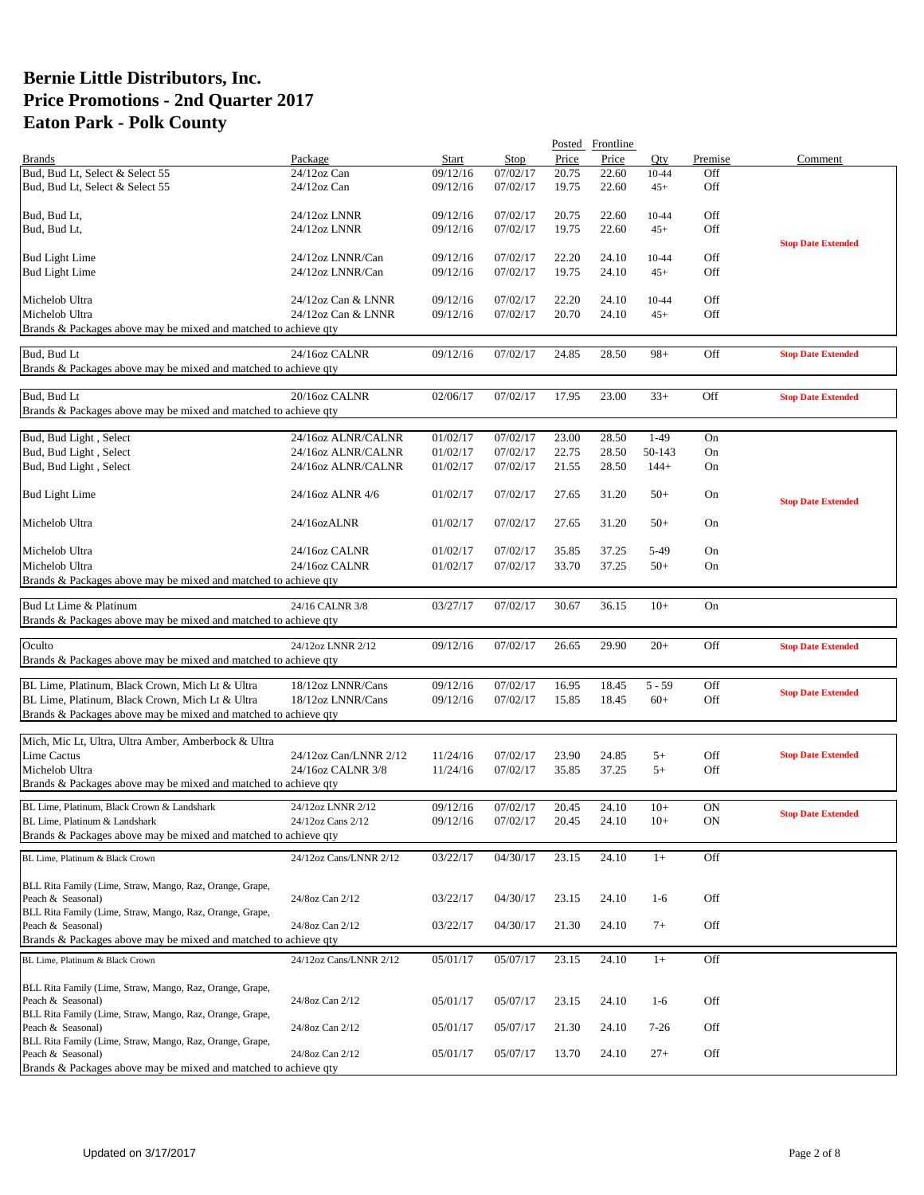# Bernie Little Distributors, Inc.
# Price Promotions - 2nd Quarter 2017
# Eaton Park - Polk County

| Brands | Package | Start | Stop | Posted Price | Frontline Price | Qty | Premise | Comment |
|---|---|---|---|---|---|---|---|---|
| Bud, Bud Lt, Select & Select 55 | 24/12oz Can | 09/12/16 | 07/02/17 | 20.75 | 22.60 | 10-44 | Off | |
| Bud, Bud Lt, Select & Select 55 | 24/12oz Can | 09/12/16 | 07/02/17 | 19.75 | 22.60 | 45+ | Off | |
| Bud, Bud Lt, | 24/12oz LNNR | 09/12/16 | 07/02/17 | 20.75 | 22.60 | 10-44 | Off | |
| Bud, Bud Lt, | 24/12oz LNNR | 09/12/16 | 07/02/17 | 19.75 | 22.60 | 45+ | Off | |
| | | | | | | | | **Stop Date Extended** |
| Bud Light Lime | 24/12oz LNNR/Can | 09/12/16 | 07/02/17 | 22.20 | 24.10 | 10-44 | Off | |
| Bud Light Lime | 24/12oz LNNR/Can | 09/12/16 | 07/02/17 | 19.75 | 24.10 | 45+ | Off | |
| Michelob Ultra | 24/12oz Can & LNNR | 09/12/16 | 07/02/17 | 22.20 | 24.10 | 10-44 | Off | |
| Michelob Ultra | 24/12oz Can & LNNR | 09/12/16 | 07/02/17 | 20.70 | 24.10 | 45+ | Off | |
| Brands & Packages above may be mixed and matched to achieve qty | | | | | | | | |
| Bud, Bud Lt | 24/16oz CALNR | 09/12/16 | 07/02/17 | 24.85 | 28.50 | 98+ | Off | **Stop Date Extended** |
| Brands & Packages above may be mixed and matched to achieve qty | | | | | | | | |
| Bud, Bud Lt | 20/16oz CALNR | 02/06/17 | 07/02/17 | 17.95 | 23.00 | 33+ | Off | **Stop Date Extended** |
| Brands & Packages above may be mixed and matched to achieve qty | | | | | | | | |
| Bud, Bud Light , Select | 24/16oz ALNR/CALNR | 01/02/17 | 07/02/17 | 23.00 | 28.50 | 1-49 | On | |
| Bud, Bud Light , Select | 24/16oz ALNR/CALNR | 01/02/17 | 07/02/17 | 22.75 | 28.50 | 50-143 | On | |
| Bud, Bud Light , Select | 24/16oz ALNR/CALNR | 01/02/17 | 07/02/17 | 21.55 | 28.50 | 144+ | On | |
| Bud Light Lime | 24/16oz ALNR 4/6 | 01/02/17 | 07/02/17 | 27.65 | 31.20 | 50+ | On | **Stop Date Extended** |
| Michelob Ultra | 24/16ozALNR | 01/02/17 | 07/02/17 | 27.65 | 31.20 | 50+ | On | |
| Michelob Ultra | 24/16oz CALNR | 01/02/17 | 07/02/17 | 35.85 | 37.25 | 5-49 | On | |
| Michelob Ultra | 24/16oz CALNR | 01/02/17 | 07/02/17 | 33.70 | 37.25 | 50+ | On | |
| Brands & Packages above may be mixed and matched to achieve qty | | | | | | | | |
| Bud Lt Lime & Platinum | 24/16 CALNR 3/8 | 03/27/17 | 07/02/17 | 30.67 | 36.15 | 10+ | On | |
| Brands & Packages above may be mixed and matched to achieve qty | | | | | | | | |
| Oculto | 24/12oz LNNR 2/12 | 09/12/16 | 07/02/17 | 26.65 | 29.90 | 20+ | Off | **Stop Date Extended** |
| Brands & Packages above may be mixed and matched to achieve qty | | | | | | | | |
| BL Lime, Platinum, Black Crown, Mich Lt & Ultra | 18/12oz LNNR/Cans | 09/12/16 | 07/02/17 | 16.95 | 18.45 | 5 - 59 | Off | **Stop Date Extended** |
| BL Lime, Platinum, Black Crown, Mich Lt & Ultra | 18/12oz LNNR/Cans | 09/12/16 | 07/02/17 | 15.85 | 18.45 | 60+ | Off | |
| Brands & Packages above may be mixed and matched to achieve qty | | | | | | | | |
| Mich, Mic Lt, Ultra, Ultra Amber, Amberbock & Ultra Lime Cactus | 24/12oz Can/LNNR 2/12 | 11/24/16 | 07/02/17 | 23.90 | 24.85 | 5+ | Off | **Stop Date Extended** |
| Michelob Ultra | 24/16oz CALNR 3/8 | 11/24/16 | 07/02/17 | 35.85 | 37.25 | 5+ | Off | |
| Brands & Packages above may be mixed and matched to achieve qty | | | | | | | | |
| BL Lime, Platinum, Black Crown & Landshark | 24/12oz LNNR 2/12 | 09/12/16 | 07/02/17 | 20.45 | 24.10 | 10+ | ON | **Stop Date Extended** |
| BL Lime, Platinum & Landshark | 24/12oz Cans 2/12 | 09/12/16 | 07/02/17 | 20.45 | 24.10 | 10+ | ON | |
| Brands & Packages above may be mixed and matched to achieve qty | | | | | | | | |
| BL Lime, Platinum & Black Crown | 24/12oz Cans/LNNR 2/12 | 03/22/17 | 04/30/17 | 23.15 | 24.10 | 1+ | Off | |
| BLL Rita Family (Lime, Straw, Mango, Raz, Orange, Grape, Peach & Seasonal) | 24/8oz Can 2/12 | 03/22/17 | 04/30/17 | 23.15 | 24.10 | 1-6 | Off | |
| BLL Rita Family (Lime, Straw, Mango, Raz, Orange, Grape, Peach & Seasonal) | 24/8oz Can 2/12 | 03/22/17 | 04/30/17 | 21.30 | 24.10 | 7+ | Off | |
| Brands & Packages above may be mixed and matched to achieve qty | | | | | | | | |
| BL Lime, Platinum & Black Crown | 24/12oz Cans/LNNR 2/12 | 05/01/17 | 05/07/17 | 23.15 | 24.10 | 1+ | Off | |
| BLL Rita Family (Lime, Straw, Mango, Raz, Orange, Grape, Peach & Seasonal) | 24/8oz Can 2/12 | 05/01/17 | 05/07/17 | 23.15 | 24.10 | 1-6 | Off | |
| BLL Rita Family (Lime, Straw, Mango, Raz, Orange, Grape, Peach & Seasonal) | 24/8oz Can 2/12 | 05/01/17 | 05/07/17 | 21.30 | 24.10 | 7-26 | Off | |
| BLL Rita Family (Lime, Straw, Mango, Raz, Orange, Grape, Peach & Seasonal) | 24/8oz Can 2/12 | 05/01/17 | 05/07/17 | 13.70 | 24.10 | 27+ | Off | |
| Brands & Packages above may be mixed and matched to achieve qty | | | | | | | | |

Updated on 3/17/2017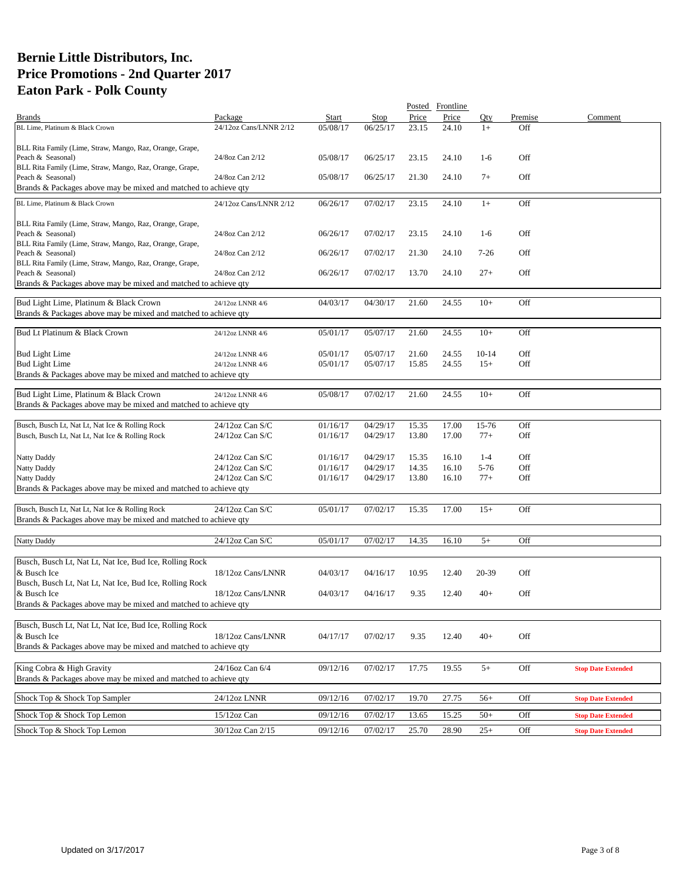# Bernie Little Distributors, Inc.
# Price Promotions - 2nd Quarter 2017
# Eaton Park - Polk County

| Brands | Package | Start | Stop | Posted Price | Frontline Price | Qty | Premise | Comment |
|---|---|---|---|---|---|---|---|---|
| BL Lime, Platinum & Black Crown | 24/12oz Cans/LNNR 2/12 | 05/08/17 | 06/25/17 | 23.15 | 24.10 | 1+ | Off | |
| BLL Rita Family (Lime, Straw, Mango, Raz, Orange, Grape, Peach & Seasonal) | 24/8oz Can 2/12 | 05/08/17 | 06/25/17 | 23.15 | 24.10 | 1-6 | Off | |
| BLL Rita Family (Lime, Straw, Mango, Raz, Orange, Grape, Peach & Seasonal) | 24/8oz Can 2/12 | 05/08/17 | 06/25/17 | 21.30 | 24.10 | 7+ | Off | |
| Brands & Packages above may be mixed and matched to achieve qty | | | | | | | | |
| BL Lime, Platinum & Black Crown | 24/12oz Cans/LNNR 2/12 | 06/26/17 | 07/02/17 | 23.15 | 24.10 | 1+ | Off | |
| BLL Rita Family (Lime, Straw, Mango, Raz, Orange, Grape, Peach & Seasonal) | 24/8oz Can 2/12 | 06/26/17 | 07/02/17 | 23.15 | 24.10 | 1-6 | Off | |
| BLL Rita Family (Lime, Straw, Mango, Raz, Orange, Grape, Peach & Seasonal) | 24/8oz Can 2/12 | 06/26/17 | 07/02/17 | 21.30 | 24.10 | 7-26 | Off | |
| BLL Rita Family (Lime, Straw, Mango, Raz, Orange, Grape, Peach & Seasonal) | 24/8oz Can 2/12 | 06/26/17 | 07/02/17 | 13.70 | 24.10 | 27+ | Off | |
| Brands & Packages above may be mixed and matched to achieve qty | | | | | | | | |
| Bud Light Lime, Platinum & Black Crown | 24/12oz LNNR 4/6 | 04/03/17 | 04/30/17 | 21.60 | 24.55 | 10+ | Off | |
| Brands & Packages above may be mixed and matched to achieve qty | | | | | | | | |
| Bud Lt Platinum & Black Crown | 24/12oz LNNR 4/6 | 05/01/17 | 05/07/17 | 21.60 | 24.55 | 10+ | Off | |
| Bud Light Lime | 24/12oz LNNR 4/6 | 05/01/17 | 05/07/17 | 21.60 | 24.55 | 10-14 | Off | |
| Bud Light Lime | 24/12oz LNNR 4/6 | 05/01/17 | 05/07/17 | 15.85 | 24.55 | 15+ | Off | |
| Brands & Packages above may be mixed and matched to achieve qty | | | | | | | | |
| Bud Light Lime, Platinum & Black Crown | 24/12oz LNNR 4/6 | 05/08/17 | 07/02/17 | 21.60 | 24.55 | 10+ | Off | |
| Brands & Packages above may be mixed and matched to achieve qty | | | | | | | | |
| Busch, Busch Lt, Nat Lt, Nat Ice & Rolling Rock | 24/12oz Can S/C | 01/16/17 | 04/29/17 | 15.35 | 17.00 | 15-76 | Off | |
| Busch, Busch Lt, Nat Lt, Nat Ice & Rolling Rock | 24/12oz Can S/C | 01/16/17 | 04/29/17 | 13.80 | 17.00 | 77+ | Off | |
| Natty Daddy | 24/12oz Can S/C | 01/16/17 | 04/29/17 | 15.35 | 16.10 | 1-4 | Off | |
| Natty Daddy | 24/12oz Can S/C | 01/16/17 | 04/29/17 | 14.35 | 16.10 | 5-76 | Off | |
| Natty Daddy | 24/12oz Can S/C | 01/16/17 | 04/29/17 | 13.80 | 16.10 | 77+ | Off | |
| Brands & Packages above may be mixed and matched to achieve qty | | | | | | | | |
| Busch, Busch Lt, Nat Lt, Nat Ice & Rolling Rock | 24/12oz Can S/C | 05/01/17 | 07/02/17 | 15.35 | 17.00 | 15+ | Off | |
| Brands & Packages above may be mixed and matched to achieve qty | | | | | | | | |
| Natty Daddy | 24/12oz Can S/C | 05/01/17 | 07/02/17 | 14.35 | 16.10 | 5+ | Off | |
| Busch, Busch Lt, Nat Lt, Nat Ice, Bud Ice, Rolling Rock & Busch Ice | 18/12oz Cans/LNNR | 04/03/17 | 04/16/17 | 10.95 | 12.40 | 20-39 | Off | |
| Busch, Busch Lt, Nat Lt, Nat Ice, Bud Ice, Rolling Rock & Busch Ice | 18/12oz Cans/LNNR | 04/03/17 | 04/16/17 | 9.35 | 12.40 | 40+ | Off | |
| Brands & Packages above may be mixed and matched to achieve qty | | | | | | | | |
| Busch, Busch Lt, Nat Lt, Nat Ice, Bud Ice, Rolling Rock & Busch Ice | 18/12oz Cans/LNNR | 04/17/17 | 07/02/17 | 9.35 | 12.40 | 40+ | Off | |
| Brands & Packages above may be mixed and matched to achieve qty | | | | | | | | |
| King Cobra & High Gravity | 24/16oz Can 6/4 | 09/12/16 | 07/02/17 | 17.75 | 19.55 | 5+ | Off | **Stop Date Extended** |
| Brands & Packages above may be mixed and matched to achieve qty | | | | | | | | |
| Shock Top & Shock Top Sampler | 24/12oz LNNR | 09/12/16 | 07/02/17 | 19.70 | 27.75 | 56+ | Off | **Stop Date Extended** |
| Shock Top & Shock Top Lemon | 15/12oz Can | 09/12/16 | 07/02/17 | 13.65 | 15.25 | 50+ | Off | **Stop Date Extended** |
| Shock Top & Shock Top Lemon | 30/12oz Can 2/15 | 09/12/16 | 07/02/17 | 25.70 | 28.90 | 25+ | Off | **Stop Date Extended** |

Updated on 3/17/2017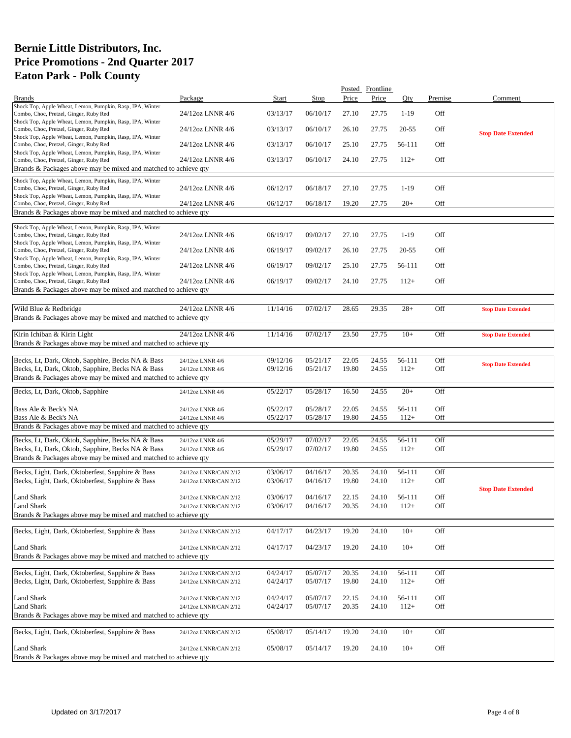# Bernie Little Distributors, Inc.
# Price Promotions - 2nd Quarter 2017
# Eaton Park - Polk County

| Brands | Package | Start | Stop | Posted Price | Frontline Price | Qty | Premise | Comment |
|---|---|---|---|---|---|---|---|---|
| Shock Top, Apple Wheat, Lemon, Pumpkin, Rasp, IPA, Winter Combo, Choc, Pretzel, Ginger, Ruby Red | 24/12oz LNNR 4/6 | 03/13/17 | 06/10/17 | 27.10 | 27.75 | 1-19 | Off | |
| Shock Top, Apple Wheat, Lemon, Pumpkin, Rasp, IPA, Winter Combo, Choc, Pretzel, Ginger, Ruby Red | 24/12oz LNNR 4/6 | 03/13/17 | 06/10/17 | 26.10 | 27.75 | 20-55 | Off | **Stop Date Extended** |
| Shock Top, Apple Wheat, Lemon, Pumpkin, Rasp, IPA, Winter Combo, Choc, Pretzel, Ginger, Ruby Red | 24/12oz LNNR 4/6 | 03/13/17 | 06/10/17 | 25.10 | 27.75 | 56-111 | Off | |
| Shock Top, Apple Wheat, Lemon, Pumpkin, Rasp, IPA, Winter Combo, Choc, Pretzel, Ginger, Ruby Red | 24/12oz LNNR 4/6 | 03/13/17 | 06/10/17 | 24.10 | 27.75 | 112+ | Off | |
| Brands & Packages above may be mixed and matched to achieve qty | | | | | | | | |
| Shock Top, Apple Wheat, Lemon, Pumpkin, Rasp, IPA, Winter Combo, Choc, Pretzel, Ginger, Ruby Red | 24/12oz LNNR 4/6 | 06/12/17 | 06/18/17 | 27.10 | 27.75 | 1-19 | Off | |
| Shock Top, Apple Wheat, Lemon, Pumpkin, Rasp, IPA, Winter Combo, Choc, Pretzel, Ginger, Ruby Red | 24/12oz LNNR 4/6 | 06/12/17 | 06/18/17 | 19.20 | 27.75 | 20+ | Off | |
| Brands & Packages above may be mixed and matched to achieve qty | | | | | | | | |
| Shock Top, Apple Wheat, Lemon, Pumpkin, Rasp, IPA, Winter Combo, Choc, Pretzel, Ginger, Ruby Red | 24/12oz LNNR 4/6 | 06/19/17 | 09/02/17 | 27.10 | 27.75 | 1-19 | Off | |
| Shock Top, Apple Wheat, Lemon, Pumpkin, Rasp, IPA, Winter Combo, Choc, Pretzel, Ginger, Ruby Red | 24/12oz LNNR 4/6 | 06/19/17 | 09/02/17 | 26.10 | 27.75 | 20-55 | Off | |
| Shock Top, Apple Wheat, Lemon, Pumpkin, Rasp, IPA, Winter Combo, Choc, Pretzel, Ginger, Ruby Red | 24/12oz LNNR 4/6 | 06/19/17 | 09/02/17 | 25.10 | 27.75 | 56-111 | Off | |
| Shock Top, Apple Wheat, Lemon, Pumpkin, Rasp, IPA, Winter Combo, Choc, Pretzel, Ginger, Ruby Red | 24/12oz LNNR 4/6 | 06/19/17 | 09/02/17 | 24.10 | 27.75 | 112+ | Off | |
| Brands & Packages above may be mixed and matched to achieve qty | | | | | | | | |
| Wild Blue & Redbridge | 24/12oz LNNR 4/6 | 11/14/16 | 07/02/17 | 28.65 | 29.35 | 28+ | Off | **Stop Date Extended** |
| Brands & Packages above may be mixed and matched to achieve qty | | | | | | | | |
| Kirin Ichiban & Kirin Light | 24/12oz LNNR 4/6 | 11/14/16 | 07/02/17 | 23.50 | 27.75 | 10+ | Off | **Stop Date Extended** |
| Brands & Packages above may be mixed and matched to achieve qty | | | | | | | | |
| Becks, Lt, Dark, Oktob, Sapphire, Becks NA & Bass | 24/12oz LNNR 4/6 | 09/12/16 | 05/21/17 | 22.05 | 24.55 | 56-111 | Off | **Stop Date Extended** |
| Becks, Lt, Dark, Oktob, Sapphire, Becks NA & Bass | 24/12oz LNNR 4/6 | 09/12/16 | 05/21/17 | 19.80 | 24.55 | 112+ | Off | |
| Brands & Packages above may be mixed and matched to achieve qty | | | | | | | | |
| Becks, Lt, Dark, Oktob, Sapphire | 24/12oz LNNR 4/6 | 05/22/17 | 05/28/17 | 16.50 | 24.55 | 20+ | Off | |
| Bass Ale & Beck's NA | 24/12oz LNNR 4/6 | 05/22/17 | 05/28/17 | 22.05 | 24.55 | 56-111 | Off | |
| Bass Ale & Beck's NA | 24/12oz LNNR 4/6 | 05/22/17 | 05/28/17 | 19.80 | 24.55 | 112+ | Off | |
| Brands & Packages above may be mixed and matched to achieve qty | | | | | | | | |
| Becks, Lt, Dark, Oktob, Sapphire, Becks NA & Bass | 24/12oz LNNR 4/6 | 05/29/17 | 07/02/17 | 22.05 | 24.55 | 56-111 | Off | |
| Becks, Lt, Dark, Oktob, Sapphire, Becks NA & Bass | 24/12oz LNNR 4/6 | 05/29/17 | 07/02/17 | 19.80 | 24.55 | 112+ | Off | |
| Brands & Packages above may be mixed and matched to achieve qty | | | | | | | | |
| Becks, Light, Dark, Oktoberfest, Sapphire & Bass | 24/12oz LNNR/CAN 2/12 | 03/06/17 | 04/16/17 | 20.35 | 24.10 | 56-111 | Off | |
| Becks, Light, Dark, Oktoberfest, Sapphire & Bass | 24/12oz LNNR/CAN 2/12 | 03/06/17 | 04/16/17 | 19.80 | 24.10 | 112+ | Off | **Stop Date Extended** |
| Land Shark | 24/12oz LNNR/CAN 2/12 | 03/06/17 | 04/16/17 | 22.15 | 24.10 | 56-111 | Off | |
| Land Shark | 24/12oz LNNR/CAN 2/12 | 03/06/17 | 04/16/17 | 20.35 | 24.10 | 112+ | Off | |
| Brands & Packages above may be mixed and matched to achieve qty | | | | | | | | |
| Becks, Light, Dark, Oktoberfest, Sapphire & Bass | 24/12oz LNNR/CAN 2/12 | 04/17/17 | 04/23/17 | 19.20 | 24.10 | 10+ | Off | |
| Land Shark | 24/12oz LNNR/CAN 2/12 | 04/17/17 | 04/23/17 | 19.20 | 24.10 | 10+ | Off | |
| Brands & Packages above may be mixed and matched to achieve qty | | | | | | | | |
| Becks, Light, Dark, Oktoberfest, Sapphire & Bass | 24/12oz LNNR/CAN 2/12 | 04/24/17 | 05/07/17 | 20.35 | 24.10 | 56-111 | Off | |
| Becks, Light, Dark, Oktoberfest, Sapphire & Bass | 24/12oz LNNR/CAN 2/12 | 04/24/17 | 05/07/17 | 19.80 | 24.10 | 112+ | Off | |
| Land Shark | 24/12oz LNNR/CAN 2/12 | 04/24/17 | 05/07/17 | 22.15 | 24.10 | 56-111 | Off | |
| Land Shark | 24/12oz LNNR/CAN 2/12 | 04/24/17 | 05/07/17 | 20.35 | 24.10 | 112+ | Off | |
| Brands & Packages above may be mixed and matched to achieve qty | | | | | | | | |
| Becks, Light, Dark, Oktoberfest, Sapphire & Bass | 24/12oz LNNR/CAN 2/12 | 05/08/17 | 05/14/17 | 19.20 | 24.10 | 10+ | Off | |
| Land Shark | 24/12oz LNNR/CAN 2/12 | 05/08/17 | 05/14/17 | 19.20 | 24.10 | 10+ | Off | |
| Brands & Packages above may be mixed and matched to achieve qty | | | | | | | | |

Updated on 3/17/2017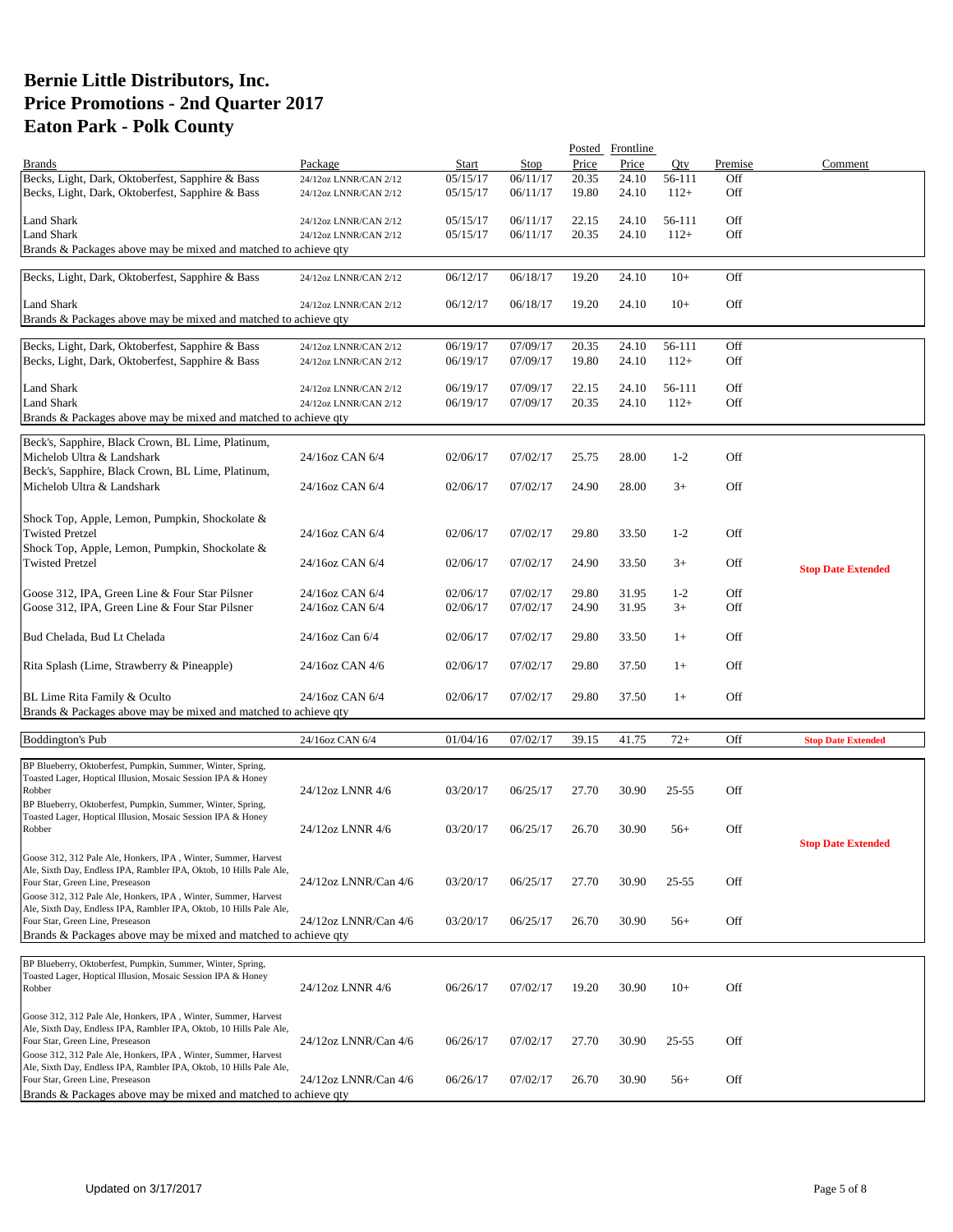# Bernie Little Distributors, Inc.
# Price Promotions - 2nd Quarter 2017
# Eaton Park - Polk County

| Brands | Package | Start | Stop | Posted Price | Frontline Price | Qty | Premise | Comment |
|---|---|---|---|---|---|---|---|---|
| Becks, Light, Dark, Oktoberfest, Sapphire & Bass | 24/12oz LNNR/CAN 2/12 | 05/15/17 | 06/11/17 | 20.35 | 24.10 | 56-111 | Off | |
| Becks, Light, Dark, Oktoberfest, Sapphire & Bass | 24/12oz LNNR/CAN 2/12 | 05/15/17 | 06/11/17 | 19.80 | 24.10 | 112+ | Off | |
| Land Shark | 24/12oz LNNR/CAN 2/12 | 05/15/17 | 06/11/17 | 22.15 | 24.10 | 56-111 | Off | |
| Land Shark | 24/12oz LNNR/CAN 2/12 | 05/15/17 | 06/11/17 | 20.35 | 24.10 | 112+ | Off | |
| Brands & Packages above may be mixed and matched to achieve qty | | | | | | | | |
| Becks, Light, Dark, Oktoberfest, Sapphire & Bass | 24/12oz LNNR/CAN 2/12 | 06/12/17 | 06/18/17 | 19.20 | 24.10 | 10+ | Off | |
| Land Shark | 24/12oz LNNR/CAN 2/12 | 06/12/17 | 06/18/17 | 19.20 | 24.10 | 10+ | Off | |
| Brands & Packages above may be mixed and matched to achieve qty | | | | | | | | |
| Becks, Light, Dark, Oktoberfest, Sapphire & Bass | 24/12oz LNNR/CAN 2/12 | 06/19/17 | 07/09/17 | 20.35 | 24.10 | 56-111 | Off | |
| Becks, Light, Dark, Oktoberfest, Sapphire & Bass | 24/12oz LNNR/CAN 2/12 | 06/19/17 | 07/09/17 | 19.80 | 24.10 | 112+ | Off | |
| Land Shark | 24/12oz LNNR/CAN 2/12 | 06/19/17 | 07/09/17 | 22.15 | 24.10 | 56-111 | Off | |
| Land Shark | 24/12oz LNNR/CAN 2/12 | 06/19/17 | 07/09/17 | 20.35 | 24.10 | 112+ | Off | |
| Brands & Packages above may be mixed and matched to achieve qty | | | | | | | | |
| Beck's, Sapphire, Black Crown, BL Lime, Platinum, Michelob Ultra & Landshark | 24/16oz CAN 6/4 | 02/06/17 | 07/02/17 | 25.75 | 28.00 | 1-2 | Off | |
| Beck's, Sapphire, Black Crown, BL Lime, Platinum, Michelob Ultra & Landshark | 24/16oz CAN 6/4 | 02/06/17 | 07/02/17 | 24.90 | 28.00 | 3+ | Off | |
| Shock Top, Apple, Lemon, Pumpkin, Shockolate & Twisted Pretzel | 24/16oz CAN 6/4 | 02/06/17 | 07/02/17 | 29.80 | 33.50 | 1-2 | Off | |
| Shock Top, Apple, Lemon, Pumpkin, Shockolate & Twisted Pretzel | 24/16oz CAN 6/4 | 02/06/17 | 07/02/17 | 24.90 | 33.50 | 3+ | Off | **Stop Date Extended** |
| Goose 312, IPA, Green Line & Four Star Pilsner | 24/16oz CAN 6/4 | 02/06/17 | 07/02/17 | 29.80 | 31.95 | 1-2 | Off | |
| Goose 312, IPA, Green Line & Four Star Pilsner | 24/16oz CAN 6/4 | 02/06/17 | 07/02/17 | 24.90 | 31.95 | 3+ | Off | |
| Bud Chelada, Bud Lt Chelada | 24/16oz Can 6/4 | 02/06/17 | 07/02/17 | 29.80 | 33.50 | 1+ | Off | |
| Rita Splash (Lime, Strawberry & Pineapple) | 24/16oz CAN 4/6 | 02/06/17 | 07/02/17 | 29.80 | 37.50 | 1+ | Off | |
| BL Lime Rita Family & Oculto | 24/16oz CAN 6/4 | 02/06/17 | 07/02/17 | 29.80 | 37.50 | 1+ | Off | |
| Brands & Packages above may be mixed and matched to achieve qty | | | | | | | | |
| Boddington's Pub | 24/16oz CAN 6/4 | 01/04/16 | 07/02/17 | 39.15 | 41.75 | 72+ | Off | **Stop Date Extended** |
| BP Blueberry, Oktoberfest, Pumpkin, Summer, Winter, Spring, Toasted Lager, Hoptical Illusion, Mosaic Session IPA & Honey Robber | 24/12oz LNNR 4/6 | 03/20/17 | 06/25/17 | 27.70 | 30.90 | 25-55 | Off | |
| BP Blueberry, Oktoberfest, Pumpkin, Summer, Winter, Spring, Toasted Lager, Hoptical Illusion, Mosaic Session IPA & Honey Robber | 24/12oz LNNR 4/6 | 03/20/17 | 06/25/17 | 26.70 | 30.90 | 56+ | Off | **Stop Date Extended** |
| Goose 312, 312 Pale Ale, Honkers, IPA , Winter, Summer, Harvest Ale, Sixth Day, Endless IPA, Rambler IPA, Oktob, 10 Hills Pale Ale, Four Star, Green Line, Preseason | 24/12oz LNNR/Can 4/6 | 03/20/17 | 06/25/17 | 27.70 | 30.90 | 25-55 | Off | |
| Goose 312, 312 Pale Ale, Honkers, IPA , Winter, Summer, Harvest Ale, Sixth Day, Endless IPA, Rambler IPA, Oktob, 10 Hills Pale Ale, Four Star, Green Line, Preseason | 24/12oz LNNR/Can 4/6 | 03/20/17 | 06/25/17 | 26.70 | 30.90 | 56+ | Off | |
| Brands & Packages above may be mixed and matched to achieve qty | | | | | | | | |
| BP Blueberry, Oktoberfest, Pumpkin, Summer, Winter, Spring, Toasted Lager, Hoptical Illusion, Mosaic Session IPA & Honey Robber | 24/12oz LNNR 4/6 | 06/26/17 | 07/02/17 | 19.20 | 30.90 | 10+ | Off | |
| Goose 312, 312 Pale Ale, Honkers, IPA , Winter, Summer, Harvest Ale, Sixth Day, Endless IPA, Rambler IPA, Oktob, 10 Hills Pale Ale, Four Star, Green Line, Preseason | 24/12oz LNNR/Can 4/6 | 06/26/17 | 07/02/17 | 27.70 | 30.90 | 25-55 | Off | |
| Goose 312, 312 Pale Ale, Honkers, IPA , Winter, Summer, Harvest Ale, Sixth Day, Endless IPA, Rambler IPA, Oktob, 10 Hills Pale Ale, Four Star, Green Line, Preseason | 24/12oz LNNR/Can 4/6 | 06/26/17 | 07/02/17 | 26.70 | 30.90 | 56+ | Off | |
| Brands & Packages above may be mixed and matched to achieve qty | | | | | | | | |

Updated on 3/17/2017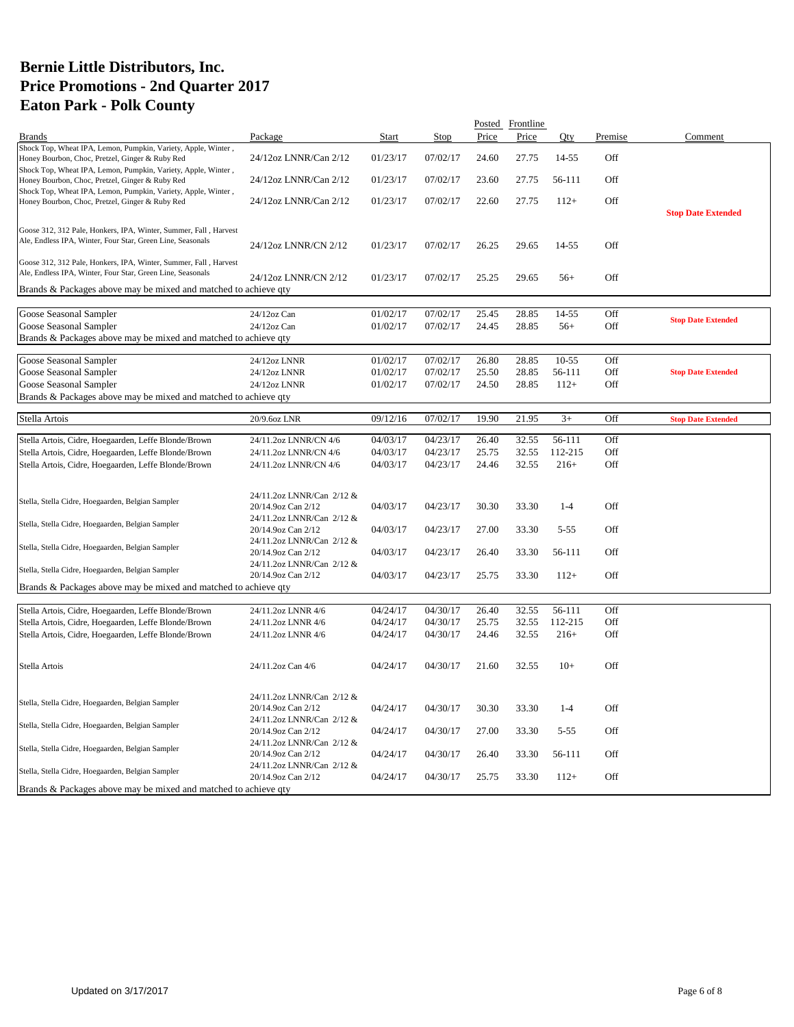# Bernie Little Distributors, Inc.
# Price Promotions - 2nd Quarter 2017
# Eaton Park - Polk County

| Brands | Package | Start | Stop | Posted Price | Frontline Price | Qty | Premise | Comment |
|---|---|---|---|---|---|---|---|---|
| Shock Top, Wheat IPA, Lemon, Pumpkin, Variety, Apple, Winter , Honey Bourbon, Choc, Pretzel, Ginger & Ruby Red | 24/12oz LNNR/Can 2/12 | 01/23/17 | 07/02/17 | 24.60 | 27.75 | 14-55 | Off | |
| Shock Top, Wheat IPA, Lemon, Pumpkin, Variety, Apple, Winter , Honey Bourbon, Choc, Pretzel, Ginger & Ruby Red | 24/12oz LNNR/Can 2/12 | 01/23/17 | 07/02/17 | 23.60 | 27.75 | 56-111 | Off | |
| Shock Top, Wheat IPA, Lemon, Pumpkin, Variety, Apple, Winter , Honey Bourbon, Choc, Pretzel, Ginger & Ruby Red | 24/12oz LNNR/Can 2/12 | 01/23/17 | 07/02/17 | 22.60 | 27.75 | 112+ | Off | **Stop Date Extended** |
| Goose 312, 312 Pale, Honkers, IPA, Winter, Summer, Fall , Harvest Ale, Endless IPA, Winter, Four Star, Green Line, Seasonals | 24/12oz LNNR/CN 2/12 | 01/23/17 | 07/02/17 | 26.25 | 29.65 | 14-55 | Off | |
| Goose 312, 312 Pale, Honkers, IPA, Winter, Summer, Fall , Harvest Ale, Endless IPA, Winter, Four Star, Green Line, Seasonals | 24/12oz LNNR/CN 2/12 | 01/23/17 | 07/02/17 | 25.25 | 29.65 | 56+ | Off | |
| Brands & Packages above may be mixed and matched to achieve qty | | | | | | | | |
| Goose Seasonal Sampler | 24/12oz Can | 01/02/17 | 07/02/17 | 25.45 | 28.85 | 14-55 | Off | **Stop Date Extended** |
| Goose Seasonal Sampler | 24/12oz Can | 01/02/17 | 07/02/17 | 24.45 | 28.85 | 56+ | Off | |
| Brands & Packages above may be mixed and matched to achieve qty | | | | | | | | |
| Goose Seasonal Sampler | 24/12oz LNNR | 01/02/17 | 07/02/17 | 26.80 | 28.85 | 10-55 | Off | |
| Goose Seasonal Sampler | 24/12oz LNNR | 01/02/17 | 07/02/17 | 25.50 | 28.85 | 56-111 | Off | **Stop Date Extended** |
| Goose Seasonal Sampler | 24/12oz LNNR | 01/02/17 | 07/02/17 | 24.50 | 28.85 | 112+ | Off | |
| Brands & Packages above may be mixed and matched to achieve qty | | | | | | | | |
| Stella Artois | 20/9.6oz LNR | 09/12/16 | 07/02/17 | 19.90 | 21.95 | 3+ | Off | **Stop Date Extended** |
| Stella Artois, Cidre, Hoegaarden, Leffe Blonde/Brown | 24/11.2oz LNNR/CN 4/6 | 04/03/17 | 04/23/17 | 26.40 | 32.55 | 56-111 | Off | |
| Stella Artois, Cidre, Hoegaarden, Leffe Blonde/Brown | 24/11.2oz LNNR/CN 4/6 | 04/03/17 | 04/23/17 | 25.75 | 32.55 | 112-215 | Off | |
| Stella Artois, Cidre, Hoegaarden, Leffe Blonde/Brown | 24/11.2oz LNNR/CN 4/6 | 04/03/17 | 04/23/17 | 24.46 | 32.55 | 216+ | Off | |
| Stella, Stella Cidre, Hoegaarden, Belgian Sampler | 24/11.2oz LNNR/Can 2/12 & 20/14.9oz Can 2/12 | 04/03/17 | 04/23/17 | 30.30 | 33.30 | 1-4 | Off | |
| Stella, Stella Cidre, Hoegaarden, Belgian Sampler | 24/11.2oz LNNR/Can 2/12 & 20/14.9oz Can 2/12 | 04/03/17 | 04/23/17 | 27.00 | 33.30 | 5-55 | Off | |
| Stella, Stella Cidre, Hoegaarden, Belgian Sampler | 24/11.2oz LNNR/Can 2/12 & 20/14.9oz Can 2/12 | 04/03/17 | 04/23/17 | 26.40 | 33.30 | 56-111 | Off | |
| Stella, Stella Cidre, Hoegaarden, Belgian Sampler | 24/11.2oz LNNR/Can 2/12 & 20/14.9oz Can 2/12 | 04/03/17 | 04/23/17 | 25.75 | 33.30 | 112+ | Off | |
| Brands & Packages above may be mixed and matched to achieve qty | | | | | | | | |
| Stella Artois, Cidre, Hoegaarden, Leffe Blonde/Brown | 24/11.2oz LNNR 4/6 | 04/24/17 | 04/30/17 | 26.40 | 32.55 | 56-111 | Off | |
| Stella Artois, Cidre, Hoegaarden, Leffe Blonde/Brown | 24/11.2oz LNNR 4/6 | 04/24/17 | 04/30/17 | 25.75 | 32.55 | 112-215 | Off | |
| Stella Artois, Cidre, Hoegaarden, Leffe Blonde/Brown | 24/11.2oz LNNR 4/6 | 04/24/17 | 04/30/17 | 24.46 | 32.55 | 216+ | Off | |
| Stella Artois | 24/11.2oz Can 4/6 | 04/24/17 | 04/30/17 | 21.60 | 32.55 | 10+ | Off | |
| Stella, Stella Cidre, Hoegaarden, Belgian Sampler | 24/11.2oz LNNR/Can 2/12 & 20/14.9oz Can 2/12 | 04/24/17 | 04/30/17 | 30.30 | 33.30 | 1-4 | Off | |
| Stella, Stella Cidre, Hoegaarden, Belgian Sampler | 24/11.2oz LNNR/Can 2/12 & 20/14.9oz Can 2/12 | 04/24/17 | 04/30/17 | 27.00 | 33.30 | 5-55 | Off | |
| Stella, Stella Cidre, Hoegaarden, Belgian Sampler | 24/11.2oz LNNR/Can 2/12 & 20/14.9oz Can 2/12 | 04/24/17 | 04/30/17 | 26.40 | 33.30 | 56-111 | Off | |
| Stella, Stella Cidre, Hoegaarden, Belgian Sampler | 24/11.2oz LNNR/Can 2/12 & 20/14.9oz Can 2/12 | 04/24/17 | 04/30/17 | 25.75 | 33.30 | 112+ | Off | |
| Brands & Packages above may be mixed and matched to achieve qty | | | | | | | | |

Updated on 3/17/2017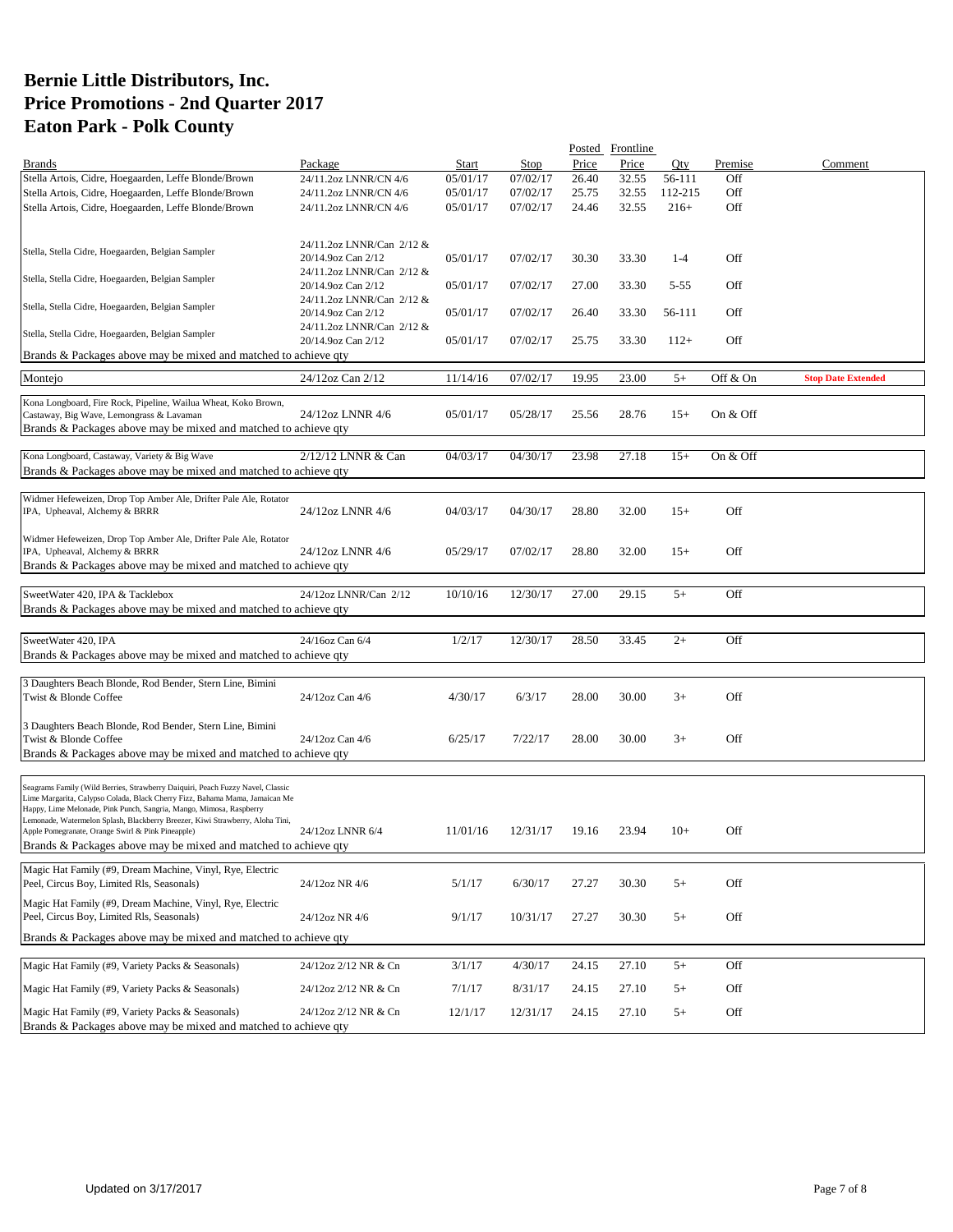# Bernie Little Distributors, Inc.
# Price Promotions - 2nd Quarter 2017
# Eaton Park - Polk County

| Brands | Package | Start | Stop | Posted Price | Frontline Price | Qty | Premise | Comment |
|---|---|---|---|---|---|---|---|---|
| Stella Artois, Cidre, Hoegaarden, Leffe Blonde/Brown | 24/11.2oz LNNR/CN 4/6 | 05/01/17 | 07/02/17 | 26.40 | 32.55 | 56-111 | Off | |
| Stella Artois, Cidre, Hoegaarden, Leffe Blonde/Brown | 24/11.2oz LNNR/CN 4/6 | 05/01/17 | 07/02/17 | 25.75 | 32.55 | 112-215 | Off | |
| Stella Artois, Cidre, Hoegaarden, Leffe Blonde/Brown | 24/11.2oz LNNR/CN 4/6 | 05/01/17 | 07/02/17 | 24.46 | 32.55 | 216+ | Off | |
| Stella, Stella Cidre, Hoegaarden, Belgian Sampler | 24/11.2oz LNNR/Can 2/12 & 20/14.9oz Can 2/12 | 05/01/17 | 07/02/17 | 30.30 | 33.30 | 1-4 | Off | |
| Stella, Stella Cidre, Hoegaarden, Belgian Sampler | 24/11.2oz LNNR/Can 2/12 & 20/14.9oz Can 2/12 | 05/01/17 | 07/02/17 | 27.00 | 33.30 | 5-55 | Off | |
| Stella, Stella Cidre, Hoegaarden, Belgian Sampler | 24/11.2oz LNNR/Can 2/12 & 20/14.9oz Can 2/12 | 05/01/17 | 07/02/17 | 26.40 | 33.30 | 56-111 | Off | |
| Stella, Stella Cidre, Hoegaarden, Belgian Sampler | 24/11.2oz LNNR/Can 2/12 & 20/14.9oz Can 2/12 | 05/01/17 | 07/02/17 | 25.75 | 33.30 | 112+ | Off | |
| Brands & Packages above may be mixed and matched to achieve qty | | | | | | | | |
| Montejo | 24/12oz Can 2/12 | 11/14/16 | 07/02/17 | 19.95 | 23.00 | 5+ | Off & On | **Stop Date Extended** |
| Kona Longboard, Fire Rock, Pipeline, Wailua Wheat, Koko Brown, Castaway, Big Wave, Lemongrass & Lavaman | 24/12oz LNNR 4/6 | 05/01/17 | 05/28/17 | 25.56 | 28.76 | 15+ | On & Off | |
| Brands & Packages above may be mixed and matched to achieve qty | | | | | | | | |
| Kona Longboard, Castaway, Variety & Big Wave | 2/12/12 LNNR & Can | 04/03/17 | 04/30/17 | 23.98 | 27.18 | 15+ | On & Off | |
| Brands & Packages above may be mixed and matched to achieve qty | | | | | | | | |
| Widmer Hefeweizen, Drop Top Amber Ale, Drifter Pale Ale, Rotator IPA, Upheaval, Alchemy & BRRR | 24/12oz LNNR 4/6 | 04/03/17 | 04/30/17 | 28.80 | 32.00 | 15+ | Off | |
| Widmer Hefeweizen, Drop Top Amber Ale, Drifter Pale Ale, Rotator IPA, Upheaval, Alchemy & BRRR | 24/12oz LNNR 4/6 | 05/29/17 | 07/02/17 | 28.80 | 32.00 | 15+ | Off | |
| Brands & Packages above may be mixed and matched to achieve qty | | | | | | | | |
| SweetWater 420, IPA & Tacklebox | 24/12oz LNNR/Can 2/12 | 10/10/16 | 12/30/17 | 27.00 | 29.15 | 5+ | Off | |
| Brands & Packages above may be mixed and matched to achieve qty | | | | | | | | |
| SweetWater 420, IPA | 24/16oz Can 6/4 | 1/2/17 | 12/30/17 | 28.50 | 33.45 | 2+ | Off | |
| Brands & Packages above may be mixed and matched to achieve qty | | | | | | | | |
| 3 Daughters Beach Blonde, Rod Bender, Stern Line, Bimini Twist & Blonde Coffee | 24/12oz Can 4/6 | 4/30/17 | 6/3/17 | 28.00 | 30.00 | 3+ | Off | |
| 3 Daughters Beach Blonde, Rod Bender, Stern Line, Bimini Twist & Blonde Coffee | 24/12oz Can 4/6 | 6/25/17 | 7/22/17 | 28.00 | 30.00 | 3+ | Off | |
| Brands & Packages above may be mixed and matched to achieve qty | | | | | | | | |
| Seagrams Family (Wild Berries, Strawberry Daiquiri, Peach Fuzzy Navel, Classic Lime Margarita, Calypso Colada, Black Cherry Fizz, Bahama Mama, Jamaican Me Happy, Lime Melonade, Pink Punch, Sangria, Mango, Mimosa, Raspberry Lemonade, Watermelon Splash, Blackberry Breezer, Kiwi Strawberry, Aloha Tini, Apple Pomegranate, Orange Swirl & Pink Pineapple) | 24/12oz LNNR 6/4 | 11/01/16 | 12/31/17 | 19.16 | 23.94 | 10+ | Off | |
| Brands & Packages above may be mixed and matched to achieve qty | | | | | | | | |
| Magic Hat Family (#9, Dream Machine, Vinyl, Rye, Electric Peel, Circus Boy, Limited Rls, Seasonals) | 24/12oz NR 4/6 | 5/1/17 | 6/30/17 | 27.27 | 30.30 | 5+ | Off | |
| Magic Hat Family (#9, Dream Machine, Vinyl, Rye, Electric Peel, Circus Boy, Limited Rls, Seasonals) | 24/12oz NR 4/6 | 9/1/17 | 10/31/17 | 27.27 | 30.30 | 5+ | Off | |
| Brands & Packages above may be mixed and matched to achieve qty | | | | | | | | |
| Magic Hat Family (#9, Variety Packs & Seasonals) | 24/12oz 2/12 NR & Cn | 3/1/17 | 4/30/17 | 24.15 | 27.10 | 5+ | Off | |
| Magic Hat Family (#9, Variety Packs & Seasonals) | 24/12oz 2/12 NR & Cn | 7/1/17 | 8/31/17 | 24.15 | 27.10 | 5+ | Off | |
| Magic Hat Family (#9, Variety Packs & Seasonals) | 24/12oz 2/12 NR & Cn | 12/1/17 | 12/31/17 | 24.15 | 27.10 | 5+ | Off | |
| Brands & Packages above may be mixed and matched to achieve qty | | | | | | | | |

Updated on 3/17/2017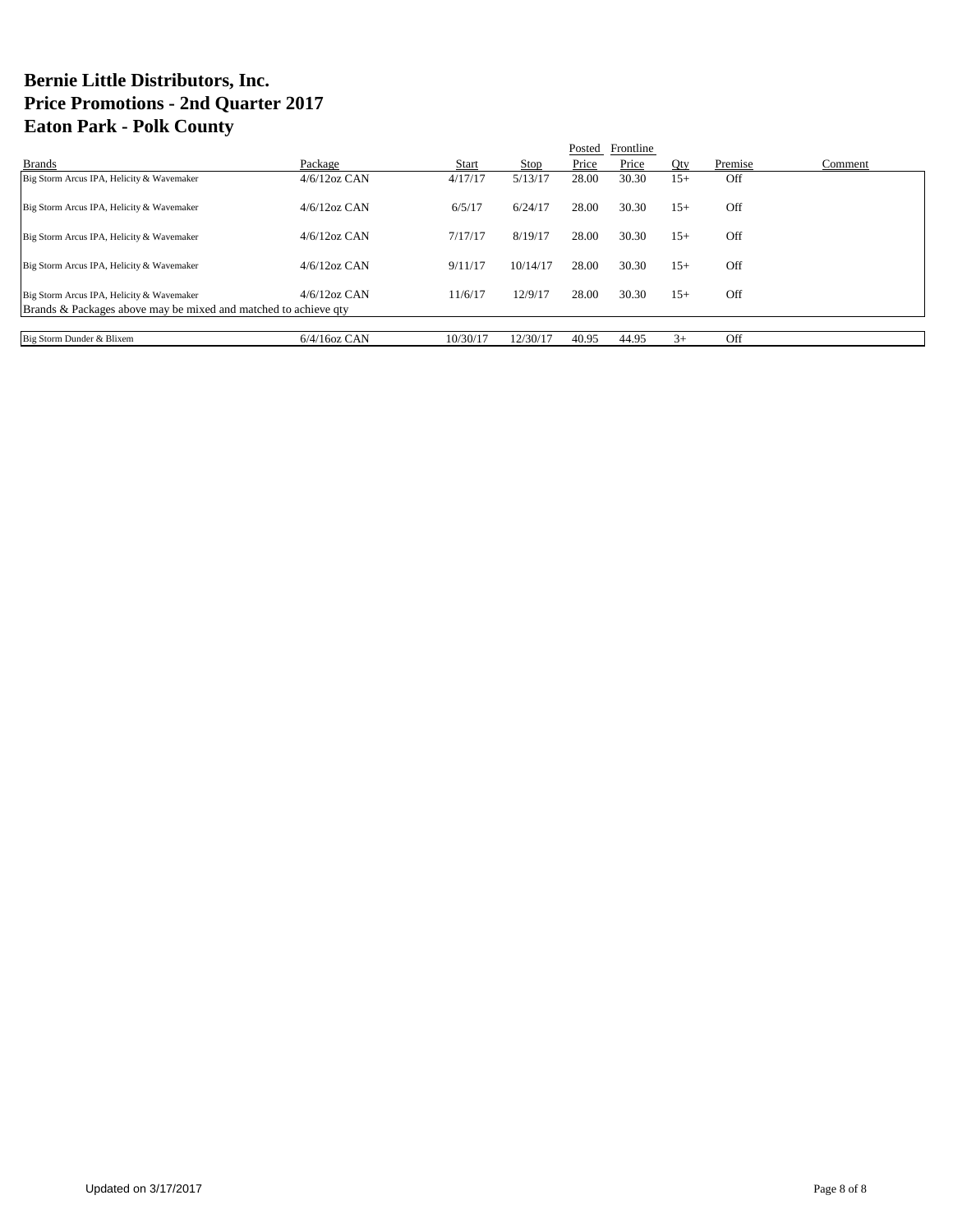# Bernie Little Distributors, Inc.
# Price Promotions - 2nd Quarter 2017
# Eaton Park - Polk County

| Brands | Package | Start | Stop | Posted Price | Frontline Price | Qty | Premise | Comment |
|---|---|---|---|---|---|---|---|---|
| Big Storm Arcus IPA, Helicity & Wavemaker | 4/6/12oz CAN | 4/17/17 | 5/13/17 | 28.00 | 30.30 | 15+ | Off | |
| Big Storm Arcus IPA, Helicity & Wavemaker | 4/6/12oz CAN | 6/5/17 | 6/24/17 | 28.00 | 30.30 | 15+ | Off | |
| Big Storm Arcus IPA, Helicity & Wavemaker | 4/6/12oz CAN | 7/17/17 | 8/19/17 | 28.00 | 30.30 | 15+ | Off | |
| Big Storm Arcus IPA, Helicity & Wavemaker | 4/6/12oz CAN | 9/11/17 | 10/14/17 | 28.00 | 30.30 | 15+ | Off | |
| Big Storm Arcus IPA, Helicity & Wavemaker | 4/6/12oz CAN | 11/6/17 | 12/9/17 | 28.00 | 30.30 | 15+ | Off | |
| Brands & Packages above may be mixed and matched to achieve qty | | | | | | | | |
| Big Storm Dunder & Blixem | 6/4/16oz CAN | 10/30/17 | 12/30/17 | 40.95 | 44.95 | 3+ | Off | |

Updated on 3/17/2017